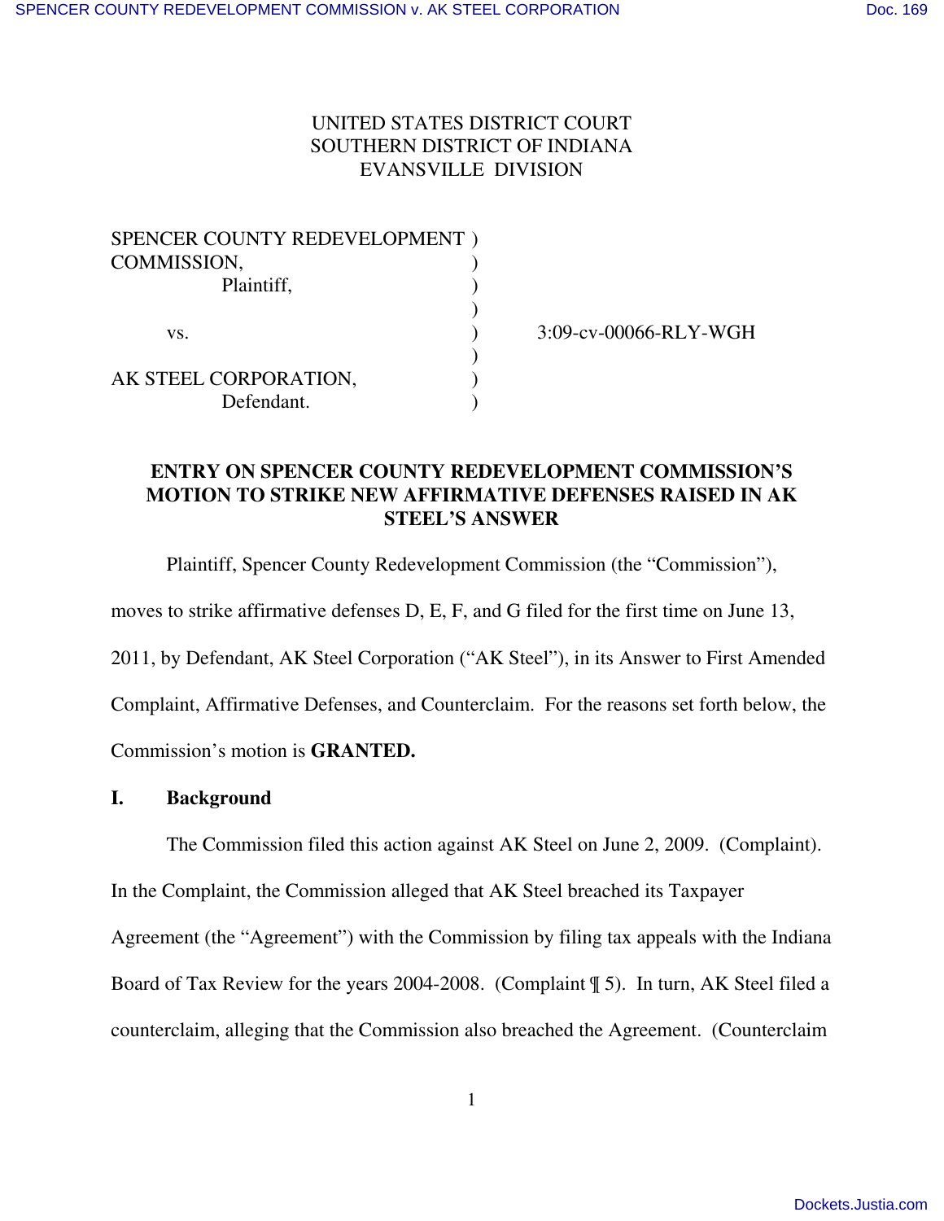UNITED STATES DISTRICT COURT
SOUTHERN DISTRICT OF INDIANA
EVANSVILLE DIVISION

SPENCER COUNTY REDEVELOPMENT COMMISSION,
Plaintiff,

vs.

AK STEEL CORPORATION,
Defendant.

3:09-cv-00066-RLY-WGH

## ENTRY ON SPENCER COUNTY REDEVELOPMENT COMMISSION'S MOTION TO STRIKE NEW AFFIRMATIVE DEFENSES RAISED IN AK STEEL'S ANSWER

Plaintiff, Spencer County Redevelopment Commission (the "Commission"), moves to strike affirmative defenses D, E, F, and G filed for the first time on June 13, 2011, by Defendant, AK Steel Corporation ("AK Steel"), in its Answer to First Amended Complaint, Affirmative Defenses, and Counterclaim. For the reasons set forth below, the Commission's motion is **GRANTED.**

### I. Background

The Commission filed this action against AK Steel on June 2, 2009. (Complaint). In the Complaint, the Commission alleged that AK Steel breached its Taxpayer Agreement (the "Agreement") with the Commission by filing tax appeals with the Indiana Board of Tax Review for the years 2004-2008. (Complaint ¶ 5). In turn, AK Steel filed a counterclaim, alleging that the Commission also breached the Agreement. (Counterclaim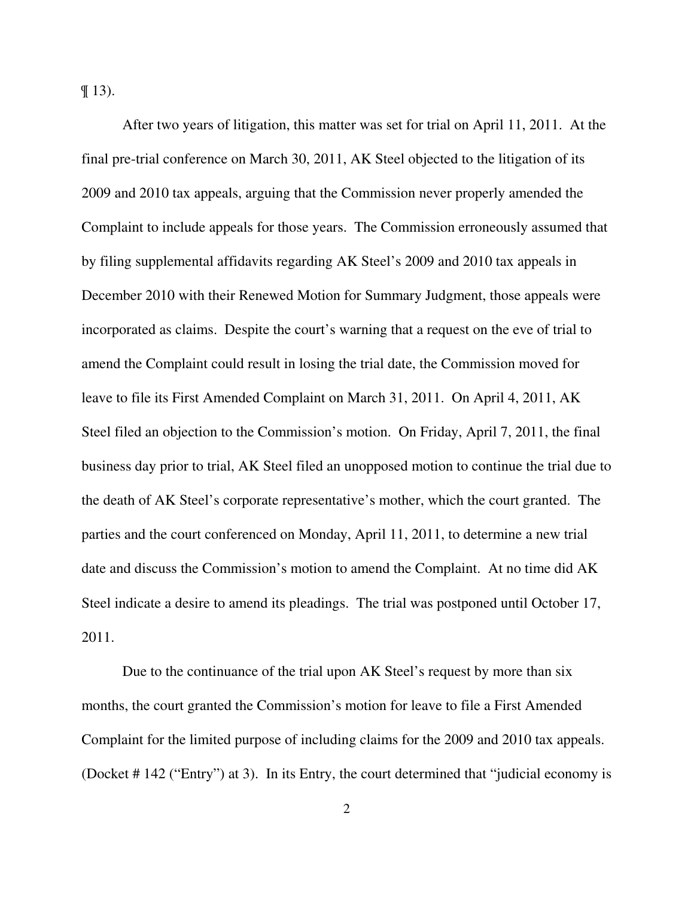¶ 13).

After two years of litigation, this matter was set for trial on April 11, 2011. At the final pre-trial conference on March 30, 2011, AK Steel objected to the litigation of its 2009 and 2010 tax appeals, arguing that the Commission never properly amended the Complaint to include appeals for those years. The Commission erroneously assumed that by filing supplemental affidavits regarding AK Steel's 2009 and 2010 tax appeals in December 2010 with their Renewed Motion for Summary Judgment, those appeals were incorporated as claims. Despite the court's warning that a request on the eve of trial to amend the Complaint could result in losing the trial date, the Commission moved for leave to file its First Amended Complaint on March 31, 2011. On April 4, 2011, AK Steel filed an objection to the Commission's motion. On Friday, April 7, 2011, the final business day prior to trial, AK Steel filed an unopposed motion to continue the trial due to the death of AK Steel's corporate representative's mother, which the court granted. The parties and the court conferenced on Monday, April 11, 2011, to determine a new trial date and discuss the Commission's motion to amend the Complaint. At no time did AK Steel indicate a desire to amend its pleadings. The trial was postponed until October 17, 2011.

Due to the continuance of the trial upon AK Steel's request by more than six months, the court granted the Commission's motion for leave to file a First Amended Complaint for the limited purpose of including claims for the 2009 and 2010 tax appeals. (Docket # 142 ("Entry") at 3). In its Entry, the court determined that "judicial economy is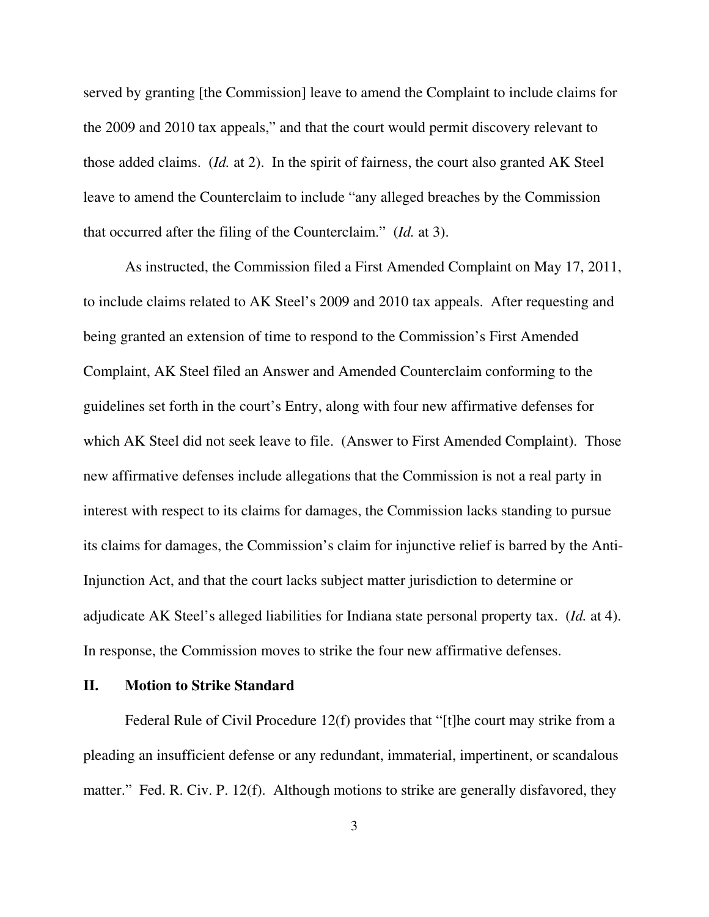served by granting [the Commission] leave to amend the Complaint to include claims for the 2009 and 2010 tax appeals," and that the court would permit discovery relevant to those added claims. (*Id.* at 2). In the spirit of fairness, the court also granted AK Steel leave to amend the Counterclaim to include "any alleged breaches by the Commission that occurred after the filing of the Counterclaim." (*Id.* at 3).

As instructed, the Commission filed a First Amended Complaint on May 17, 2011, to include claims related to AK Steel's 2009 and 2010 tax appeals. After requesting and being granted an extension of time to respond to the Commission's First Amended Complaint, AK Steel filed an Answer and Amended Counterclaim conforming to the guidelines set forth in the court's Entry, along with four new affirmative defenses for which AK Steel did not seek leave to file. (Answer to First Amended Complaint). Those new affirmative defenses include allegations that the Commission is not a real party in interest with respect to its claims for damages, the Commission lacks standing to pursue its claims for damages, the Commission's claim for injunctive relief is barred by the Anti-Injunction Act, and that the court lacks subject matter jurisdiction to determine or adjudicate AK Steel's alleged liabilities for Indiana state personal property tax. (*Id.* at 4). In response, the Commission moves to strike the four new affirmative defenses.

## II. Motion to Strike Standard

Federal Rule of Civil Procedure 12(f) provides that "[t]he court may strike from a pleading an insufficient defense or any redundant, immaterial, impertinent, or scandalous matter." Fed. R. Civ. P. 12(f). Although motions to strike are generally disfavored, they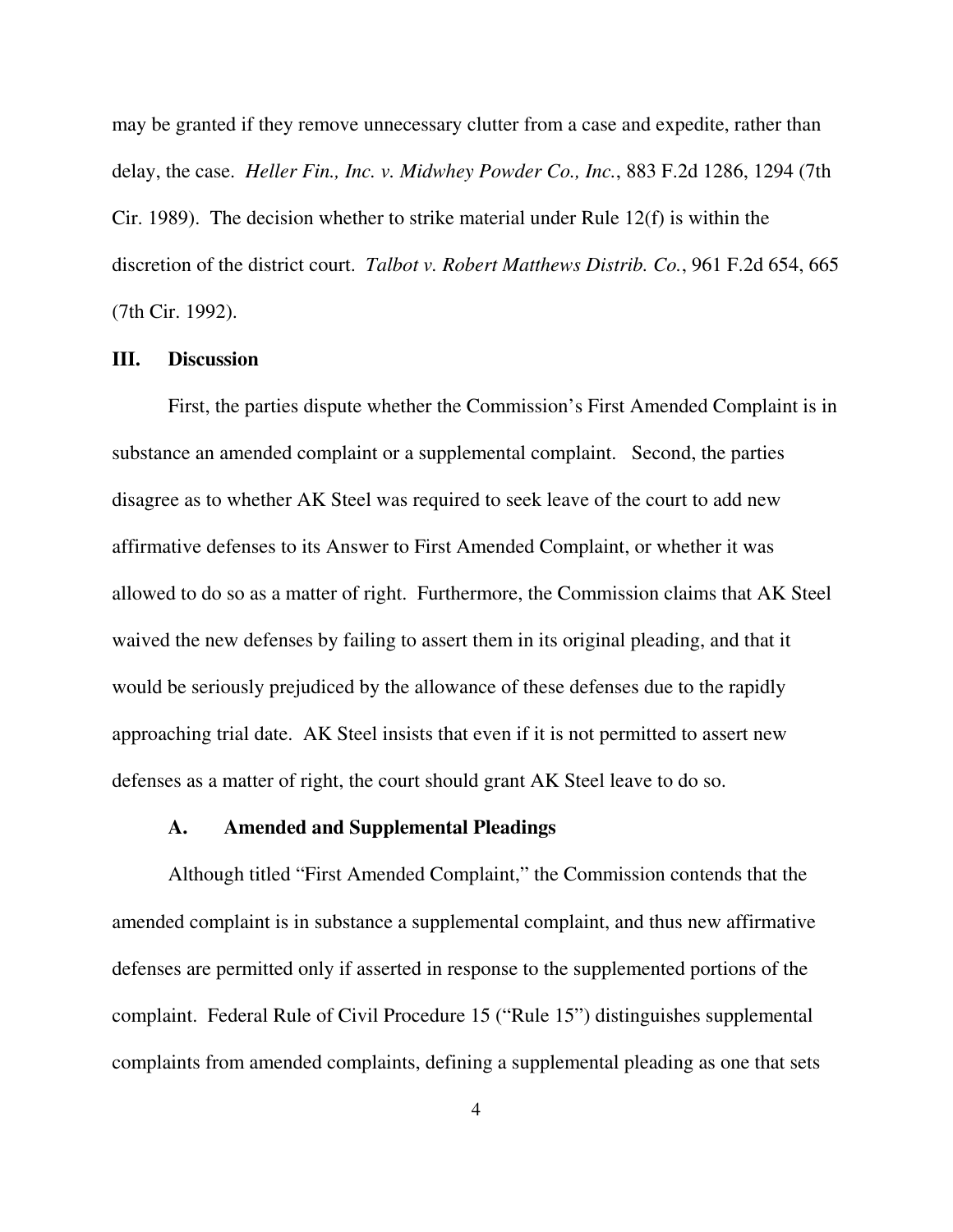may be granted if they remove unnecessary clutter from a case and expedite, rather than delay, the case. *Heller Fin., Inc. v. Midwhey Powder Co., Inc.*, 883 F.2d 1286, 1294 (7th Cir. 1989). The decision whether to strike material under Rule 12(f) is within the discretion of the district court. *Talbot v. Robert Matthews Distrib. Co.*, 961 F.2d 654, 665 (7th Cir. 1992).

## III. Discussion

First, the parties dispute whether the Commission's First Amended Complaint is in substance an amended complaint or a supplemental complaint. Second, the parties disagree as to whether AK Steel was required to seek leave of the court to add new affirmative defenses to its Answer to First Amended Complaint, or whether it was allowed to do so as a matter of right. Furthermore, the Commission claims that AK Steel waived the new defenses by failing to assert them in its original pleading, and that it would be seriously prejudiced by the allowance of these defenses due to the rapidly approaching trial date. AK Steel insists that even if it is not permitted to assert new defenses as a matter of right, the court should grant AK Steel leave to do so.

### A. Amended and Supplemental Pleadings

Although titled "First Amended Complaint," the Commission contends that the amended complaint is in substance a supplemental complaint, and thus new affirmative defenses are permitted only if asserted in response to the supplemented portions of the complaint. Federal Rule of Civil Procedure 15 ("Rule 15") distinguishes supplemental complaints from amended complaints, defining a supplemental pleading as one that sets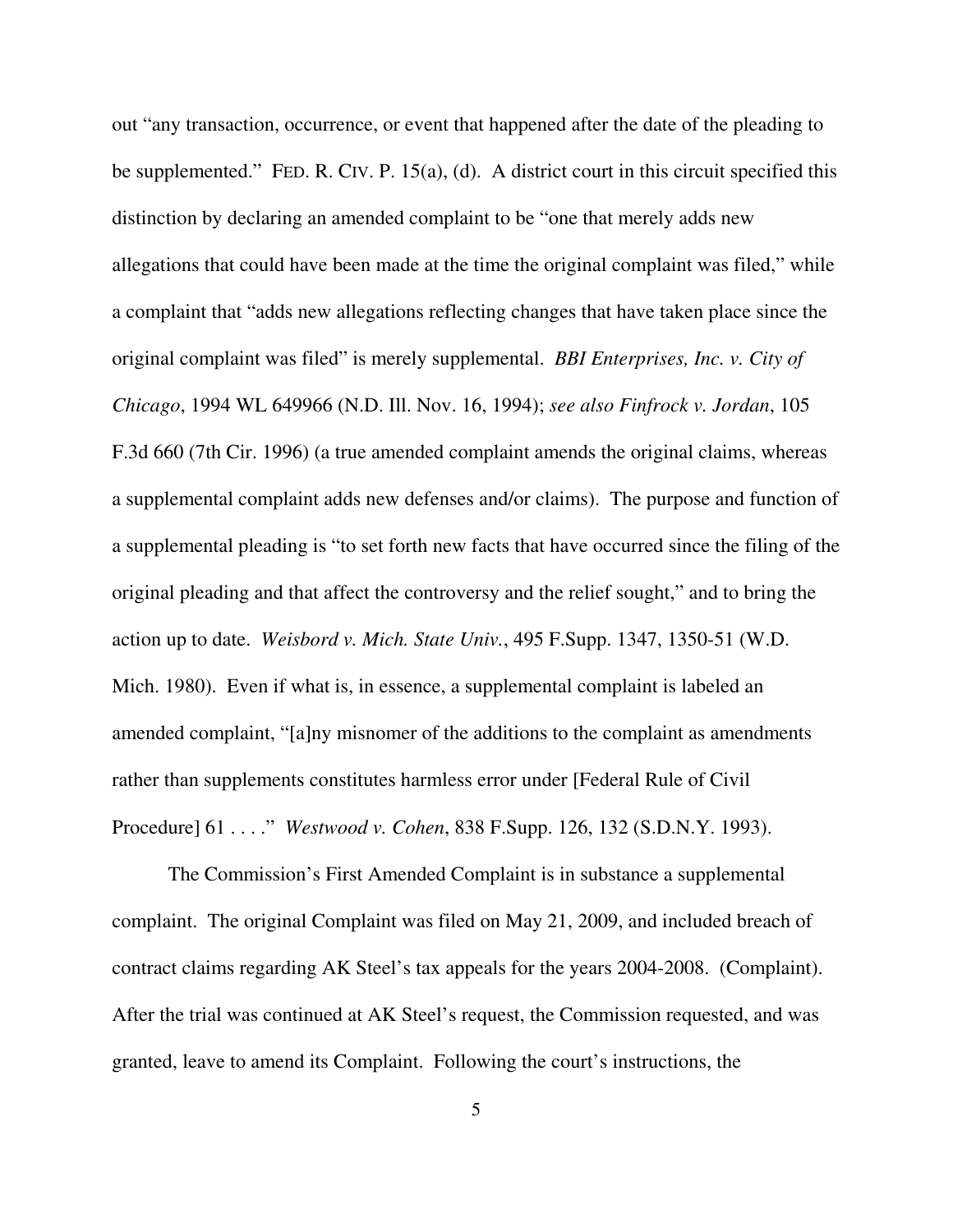out "any transaction, occurrence, or event that happened after the date of the pleading to be supplemented." FED. R. CIV. P. 15(a), (d). A district court in this circuit specified this distinction by declaring an amended complaint to be "one that merely adds new allegations that could have been made at the time the original complaint was filed," while a complaint that "adds new allegations reflecting changes that have taken place since the original complaint was filed" is merely supplemental. *BBI Enterprises, Inc. v. City of Chicago*, 1994 WL 649966 (N.D. Ill. Nov. 16, 1994); *see also Finfrock v. Jordan*, 105 F.3d 660 (7th Cir. 1996) (a true amended complaint amends the original claims, whereas a supplemental complaint adds new defenses and/or claims). The purpose and function of a supplemental pleading is "to set forth new facts that have occurred since the filing of the original pleading and that affect the controversy and the relief sought," and to bring the action up to date. *Weisbord v. Mich. State Univ.*, 495 F.Supp. 1347, 1350-51 (W.D. Mich. 1980). Even if what is, in essence, a supplemental complaint is labeled an amended complaint, "[a]ny misnomer of the additions to the complaint as amendments rather than supplements constitutes harmless error under [Federal Rule of Civil Procedure] 61 . . . ." *Westwood v. Cohen*, 838 F.Supp. 126, 132 (S.D.N.Y. 1993).

The Commission's First Amended Complaint is in substance a supplemental complaint. The original Complaint was filed on May 21, 2009, and included breach of contract claims regarding AK Steel's tax appeals for the years 2004-2008. (Complaint). After the trial was continued at AK Steel's request, the Commission requested, and was granted, leave to amend its Complaint. Following the court's instructions, the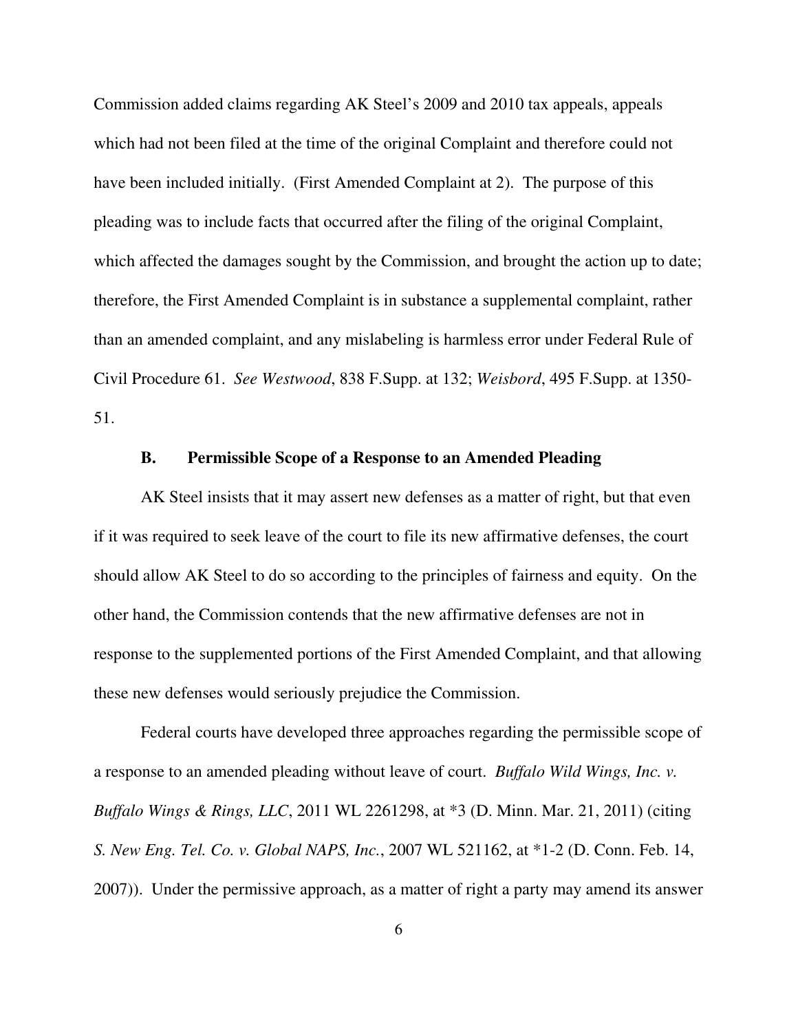Commission added claims regarding AK Steel's 2009 and 2010 tax appeals, appeals which had not been filed at the time of the original Complaint and therefore could not have been included initially. (First Amended Complaint at 2). The purpose of this pleading was to include facts that occurred after the filing of the original Complaint, which affected the damages sought by the Commission, and brought the action up to date; therefore, the First Amended Complaint is in substance a supplemental complaint, rather than an amended complaint, and any mislabeling is harmless error under Federal Rule of Civil Procedure 61. *See Westwood*, 838 F.Supp. at 132; *Weisbord*, 495 F.Supp. at 1350-51.

### B. Permissible Scope of a Response to an Amended Pleading

AK Steel insists that it may assert new defenses as a matter of right, but that even if it was required to seek leave of the court to file its new affirmative defenses, the court should allow AK Steel to do so according to the principles of fairness and equity. On the other hand, the Commission contends that the new affirmative defenses are not in response to the supplemented portions of the First Amended Complaint, and that allowing these new defenses would seriously prejudice the Commission.

Federal courts have developed three approaches regarding the permissible scope of a response to an amended pleading without leave of court. *Buffalo Wild Wings, Inc. v. Buffalo Wings & Rings, LLC*, 2011 WL 2261298, at *3 (D. Minn. Mar. 21, 2011) (citing *S. New Eng. Tel. Co. v. Global NAPS, Inc.*, 2007 WL 521162, at *1-2 (D. Conn. Feb. 14, 2007)). Under the permissive approach, as a matter of right a party may amend its answer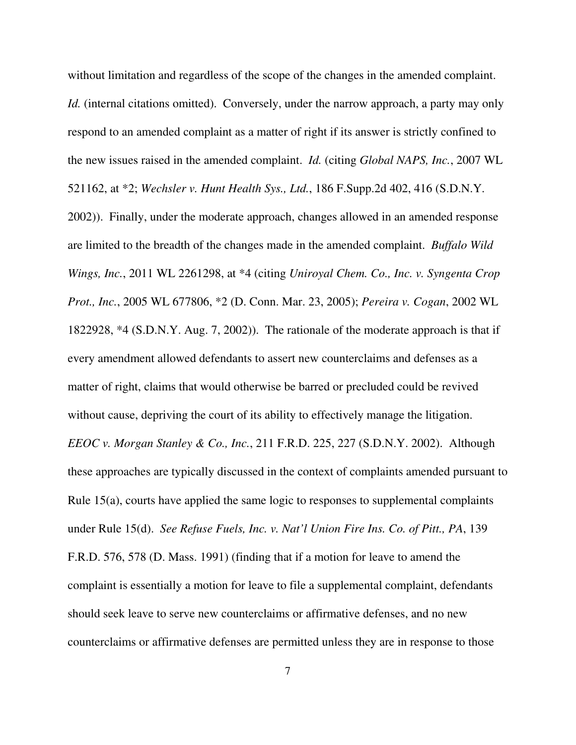without limitation and regardless of the scope of the changes in the amended complaint. *Id.* (internal citations omitted). Conversely, under the narrow approach, a party may only respond to an amended complaint as a matter of right if its answer is strictly confined to the new issues raised in the amended complaint. *Id.* (citing *Global NAPS, Inc.*, 2007 WL 521162, at *2; *Wechsler v. Hunt Health Sys., Ltd.*, 186 F.Supp.2d 402, 416 (S.D.N.Y. 2002)). Finally, under the moderate approach, changes allowed in an amended response are limited to the breadth of the changes made in the amended complaint. *Buffalo Wild Wings, Inc.*, 2011 WL 2261298, at *4 (citing *Uniroyal Chem. Co., Inc. v. Syngenta Crop Prot., Inc.*, 2005 WL 677806, *2 (D. Conn. Mar. 23, 2005); *Pereira v. Cogan*, 2002 WL 1822928, *4 (S.D.N.Y. Aug. 7, 2002)). The rationale of the moderate approach is that if every amendment allowed defendants to assert new counterclaims and defenses as a matter of right, claims that would otherwise be barred or precluded could be revived without cause, depriving the court of its ability to effectively manage the litigation. *EEOC v. Morgan Stanley & Co., Inc.*, 211 F.R.D. 225, 227 (S.D.N.Y. 2002). Although these approaches are typically discussed in the context of complaints amended pursuant to Rule 15(a), courts have applied the same logic to responses to supplemental complaints under Rule 15(d). *See Refuse Fuels, Inc. v. Nat'l Union Fire Ins. Co. of Pitt., PA*, 139 F.R.D. 576, 578 (D. Mass. 1991) (finding that if a motion for leave to amend the complaint is essentially a motion for leave to file a supplemental complaint, defendants should seek leave to serve new counterclaims or affirmative defenses, and no new counterclaims or affirmative defenses are permitted unless they are in response to those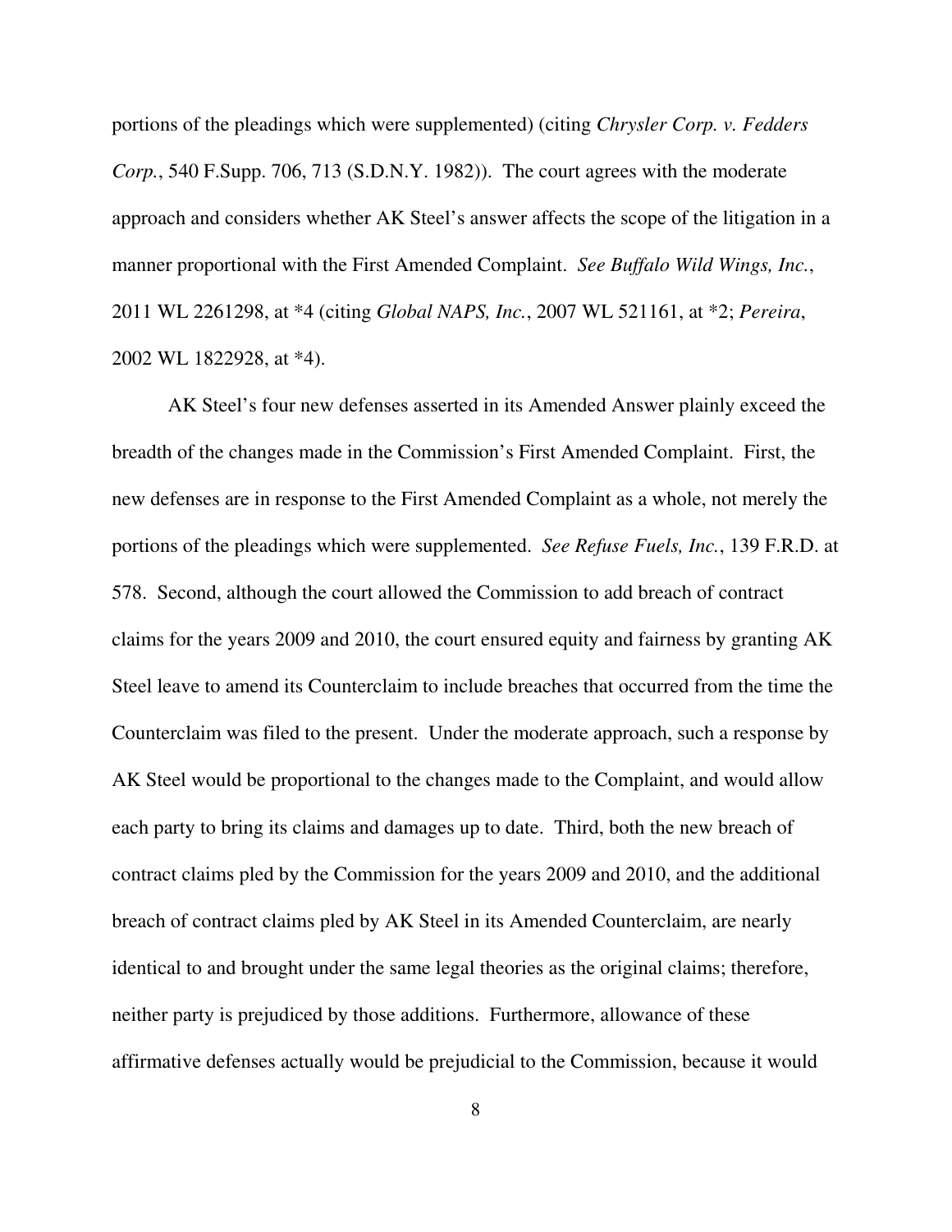portions of the pleadings which were supplemented) (citing *Chrysler Corp. v. Fedders Corp.*, 540 F.Supp. 706, 713 (S.D.N.Y. 1982)). The court agrees with the moderate approach and considers whether AK Steel's answer affects the scope of the litigation in a manner proportional with the First Amended Complaint. *See Buffalo Wild Wings, Inc.*, 2011 WL 2261298, at *4 (citing *Global NAPS, Inc.*, 2007 WL 521161, at *2; *Pereira*, 2002 WL 1822928, at *4).

AK Steel's four new defenses asserted in its Amended Answer plainly exceed the breadth of the changes made in the Commission's First Amended Complaint. First, the new defenses are in response to the First Amended Complaint as a whole, not merely the portions of the pleadings which were supplemented. *See Refuse Fuels, Inc.*, 139 F.R.D. at 578. Second, although the court allowed the Commission to add breach of contract claims for the years 2009 and 2010, the court ensured equity and fairness by granting AK Steel leave to amend its Counterclaim to include breaches that occurred from the time the Counterclaim was filed to the present. Under the moderate approach, such a response by AK Steel would be proportional to the changes made to the Complaint, and would allow each party to bring its claims and damages up to date. Third, both the new breach of contract claims pled by the Commission for the years 2009 and 2010, and the additional breach of contract claims pled by AK Steel in its Amended Counterclaim, are nearly identical to and brought under the same legal theories as the original claims; therefore, neither party is prejudiced by those additions. Furthermore, allowance of these affirmative defenses actually would be prejudicial to the Commission, because it would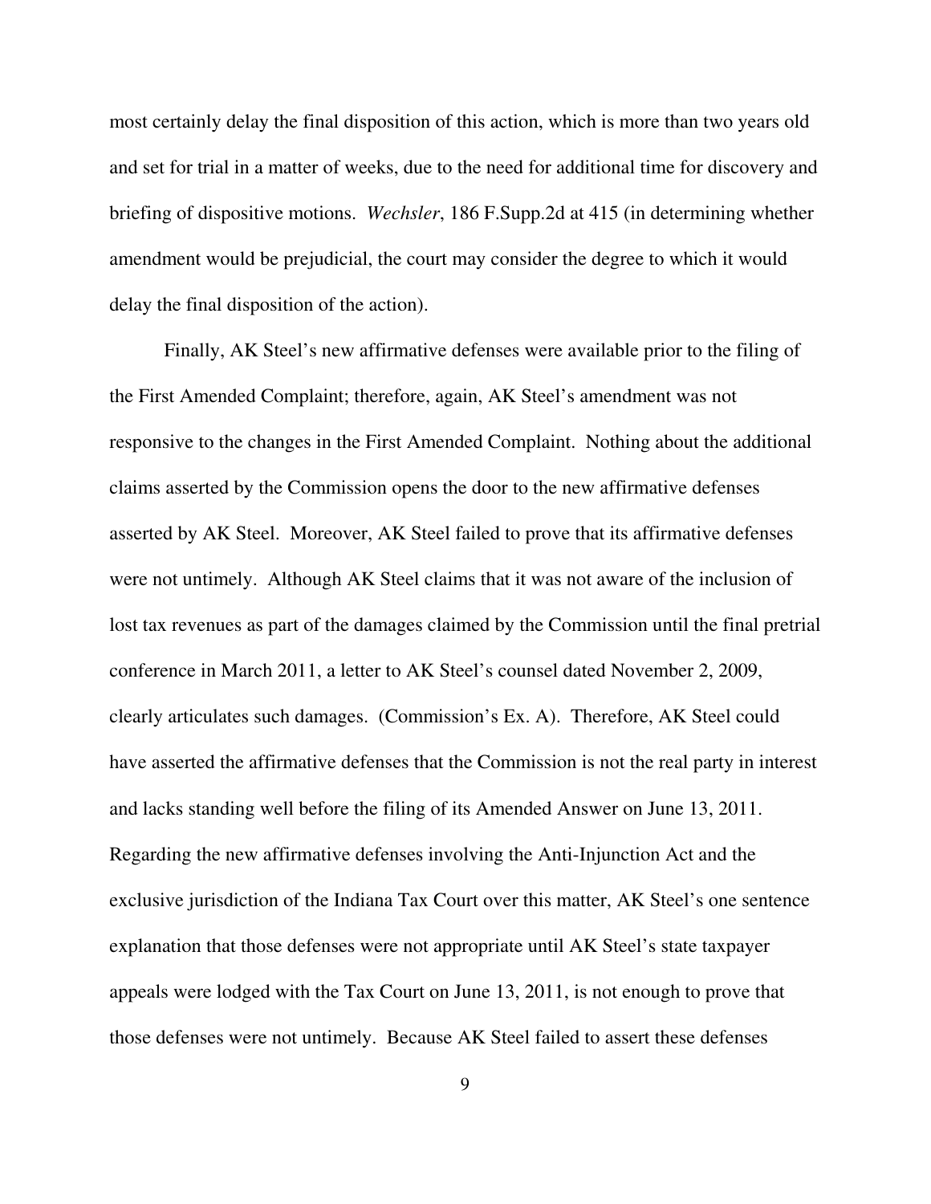most certainly delay the final disposition of this action, which is more than two years old and set for trial in a matter of weeks, due to the need for additional time for discovery and briefing of dispositive motions. *Wechsler*, 186 F.Supp.2d at 415 (in determining whether amendment would be prejudicial, the court may consider the degree to which it would delay the final disposition of the action).

Finally, AK Steel's new affirmative defenses were available prior to the filing of the First Amended Complaint; therefore, again, AK Steel's amendment was not responsive to the changes in the First Amended Complaint. Nothing about the additional claims asserted by the Commission opens the door to the new affirmative defenses asserted by AK Steel. Moreover, AK Steel failed to prove that its affirmative defenses were not untimely. Although AK Steel claims that it was not aware of the inclusion of lost tax revenues as part of the damages claimed by the Commission until the final pretrial conference in March 2011, a letter to AK Steel's counsel dated November 2, 2009, clearly articulates such damages. (Commission's Ex. A). Therefore, AK Steel could have asserted the affirmative defenses that the Commission is not the real party in interest and lacks standing well before the filing of its Amended Answer on June 13, 2011. Regarding the new affirmative defenses involving the Anti-Injunction Act and the exclusive jurisdiction of the Indiana Tax Court over this matter, AK Steel's one sentence explanation that those defenses were not appropriate until AK Steel's state taxpayer appeals were lodged with the Tax Court on June 13, 2011, is not enough to prove that those defenses were not untimely. Because AK Steel failed to assert these defenses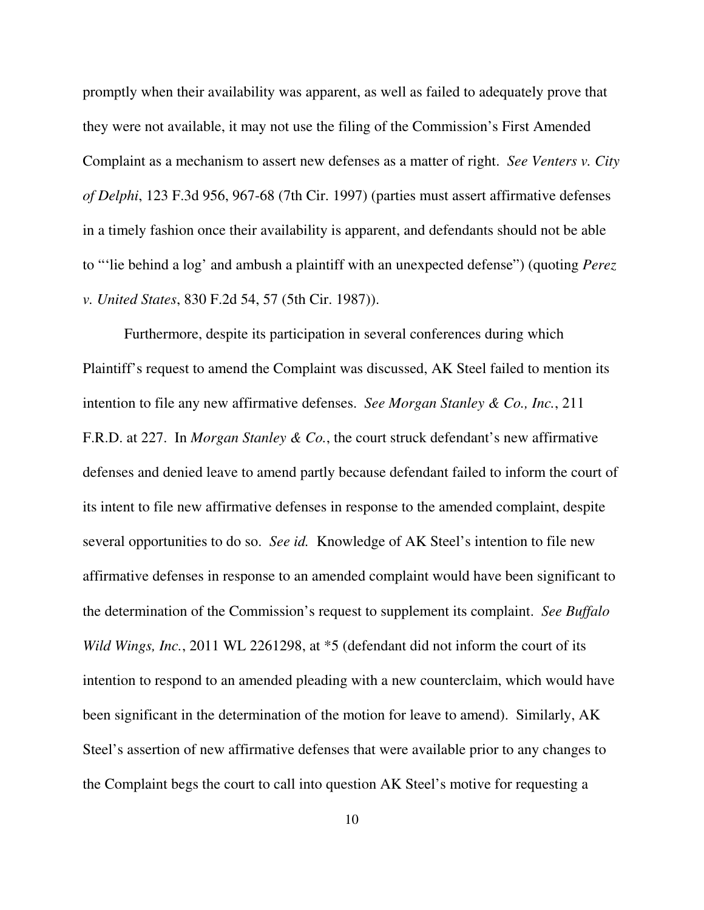promptly when their availability was apparent, as well as failed to adequately prove that they were not available, it may not use the filing of the Commission's First Amended Complaint as a mechanism to assert new defenses as a matter of right. *See Venters v. City of Delphi*, 123 F.3d 956, 967-68 (7th Cir. 1997) (parties must assert affirmative defenses in a timely fashion once their availability is apparent, and defendants should not be able to "'lie behind a log' and ambush a plaintiff with an unexpected defense") (quoting *Perez v. United States*, 830 F.2d 54, 57 (5th Cir. 1987)).

Furthermore, despite its participation in several conferences during which Plaintiff's request to amend the Complaint was discussed, AK Steel failed to mention its intention to file any new affirmative defenses. *See Morgan Stanley & Co., Inc.*, 211 F.R.D. at 227. In *Morgan Stanley & Co.*, the court struck defendant's new affirmative defenses and denied leave to amend partly because defendant failed to inform the court of its intent to file new affirmative defenses in response to the amended complaint, despite several opportunities to do so. *See id.* Knowledge of AK Steel's intention to file new affirmative defenses in response to an amended complaint would have been significant to the determination of the Commission's request to supplement its complaint. *See Buffalo Wild Wings, Inc.*, 2011 WL 2261298, at *5 (defendant did not inform the court of its intention to respond to an amended pleading with a new counterclaim, which would have been significant in the determination of the motion for leave to amend). Similarly, AK Steel's assertion of new affirmative defenses that were available prior to any changes to the Complaint begs the court to call into question AK Steel's motive for requesting a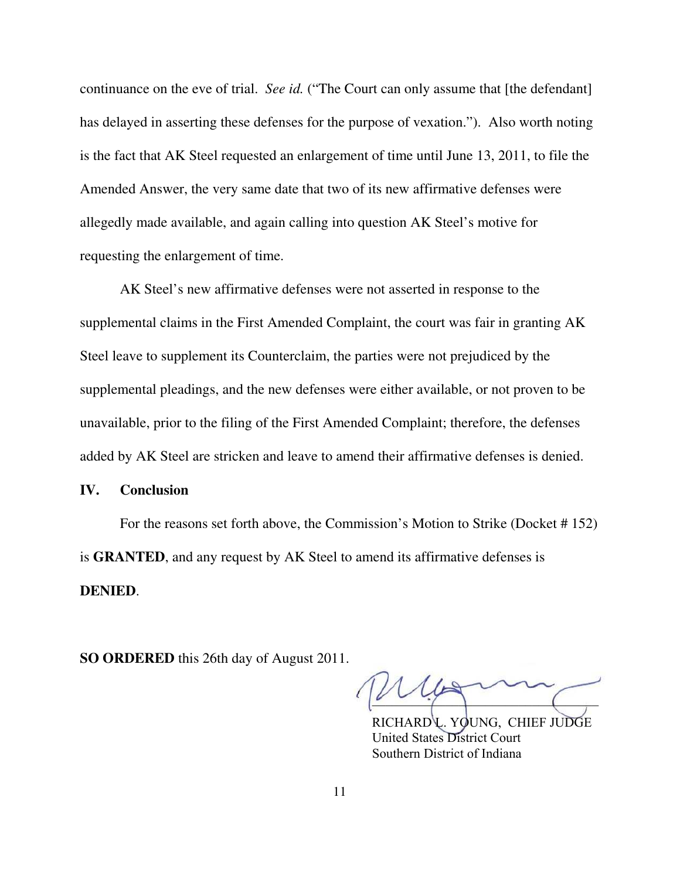continuance on the eve of trial. *See id.* ("The Court can only assume that [the defendant] has delayed in asserting these defenses for the purpose of vexation."). Also worth noting is the fact that AK Steel requested an enlargement of time until June 13, 2011, to file the Amended Answer, the very same date that two of its new affirmative defenses were allegedly made available, and again calling into question AK Steel's motive for requesting the enlargement of time.

AK Steel's new affirmative defenses were not asserted in response to the supplemental claims in the First Amended Complaint, the court was fair in granting AK Steel leave to supplement its Counterclaim, the parties were not prejudiced by the supplemental pleadings, and the new defenses were either available, or not proven to be unavailable, prior to the filing of the First Amended Complaint; therefore, the defenses added by AK Steel are stricken and leave to amend their affirmative defenses is denied.

## IV. Conclusion

For the reasons set forth above, the Commission's Motion to Strike (Docket # 152) is **GRANTED**, and any request by AK Steel to amend its affirmative defenses is **DENIED**.

**SO ORDERED** this 26th day of August 2011.

RICHARD L. YOUNG, CHIEF JUDGE
United States District Court
Southern District of Indiana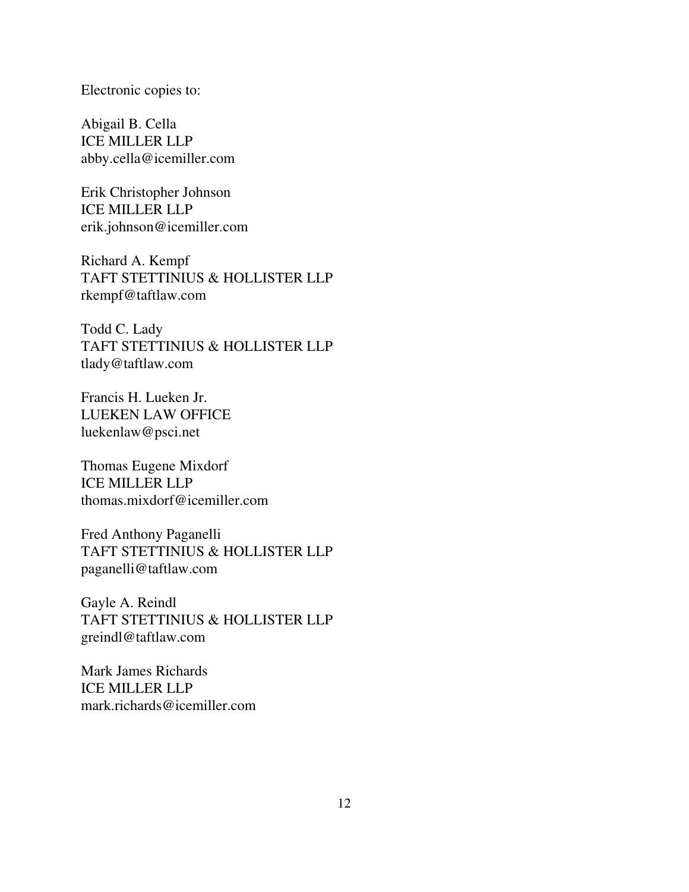Electronic copies to:

Abigail B. Cella
ICE MILLER LLP
abby.cella@icemiller.com

Erik Christopher Johnson
ICE MILLER LLP
erik.johnson@icemiller.com

Richard A. Kempf
TAFT STETTINIUS & HOLLISTER LLP
rkempf@taftlaw.com

Todd C. Lady
TAFT STETTINIUS & HOLLISTER LLP
tlady@taftlaw.com

Francis H. Lueken Jr.
LUEKEN LAW OFFICE
luekenlaw@psci.net

Thomas Eugene Mixdorf
ICE MILLER LLP
thomas.mixdorf@icemiller.com

Fred Anthony Paganelli
TAFT STETTINIUS & HOLLISTER LLP
paganelli@taftlaw.com

Gayle A. Reindl
TAFT STETTINIUS & HOLLISTER LLP
greindl@taftlaw.com

Mark James Richards
ICE MILLER LLP
mark.richards@icemiller.com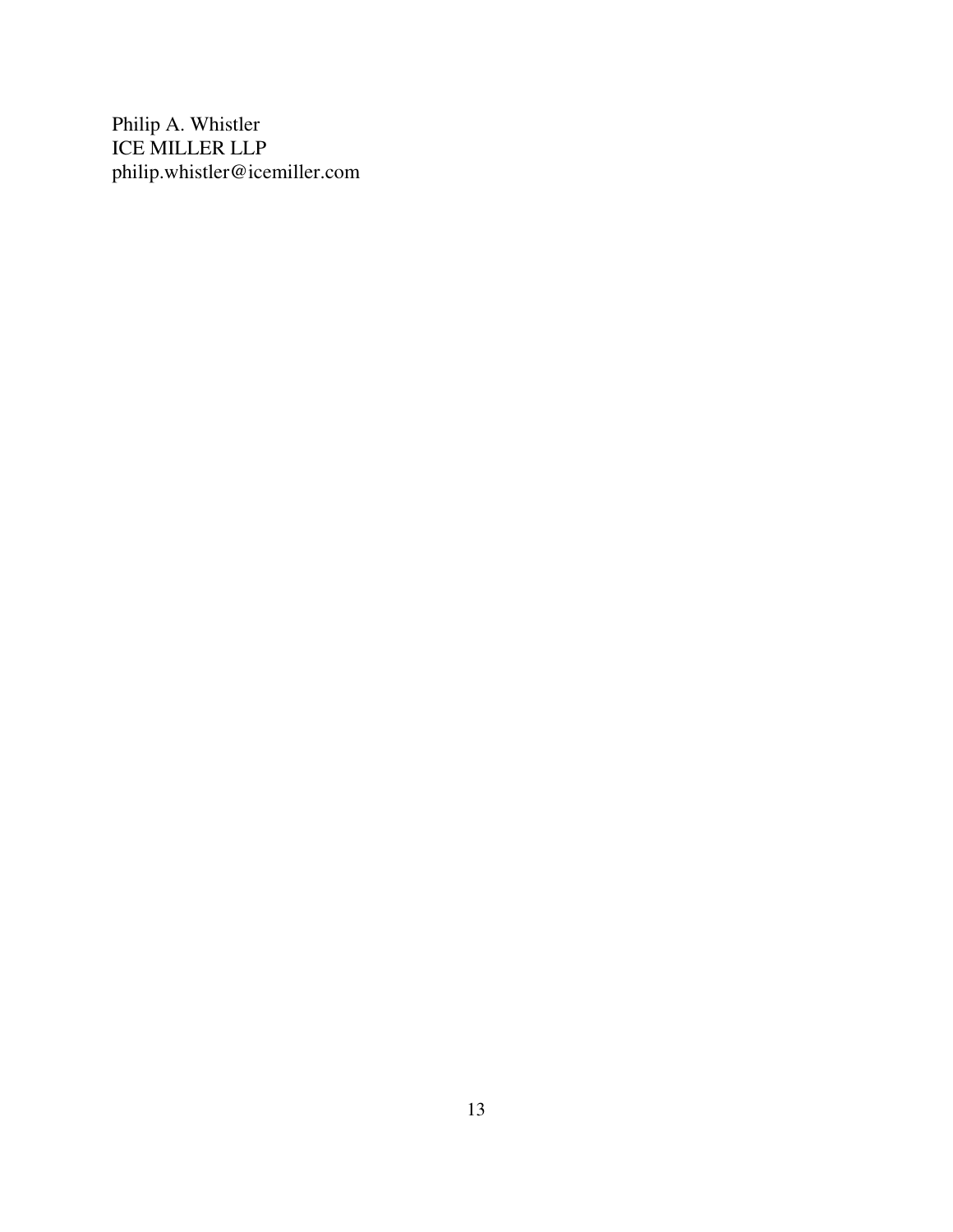Philip A. Whistler
ICE MILLER LLP
philip.whistler@icemiller.com